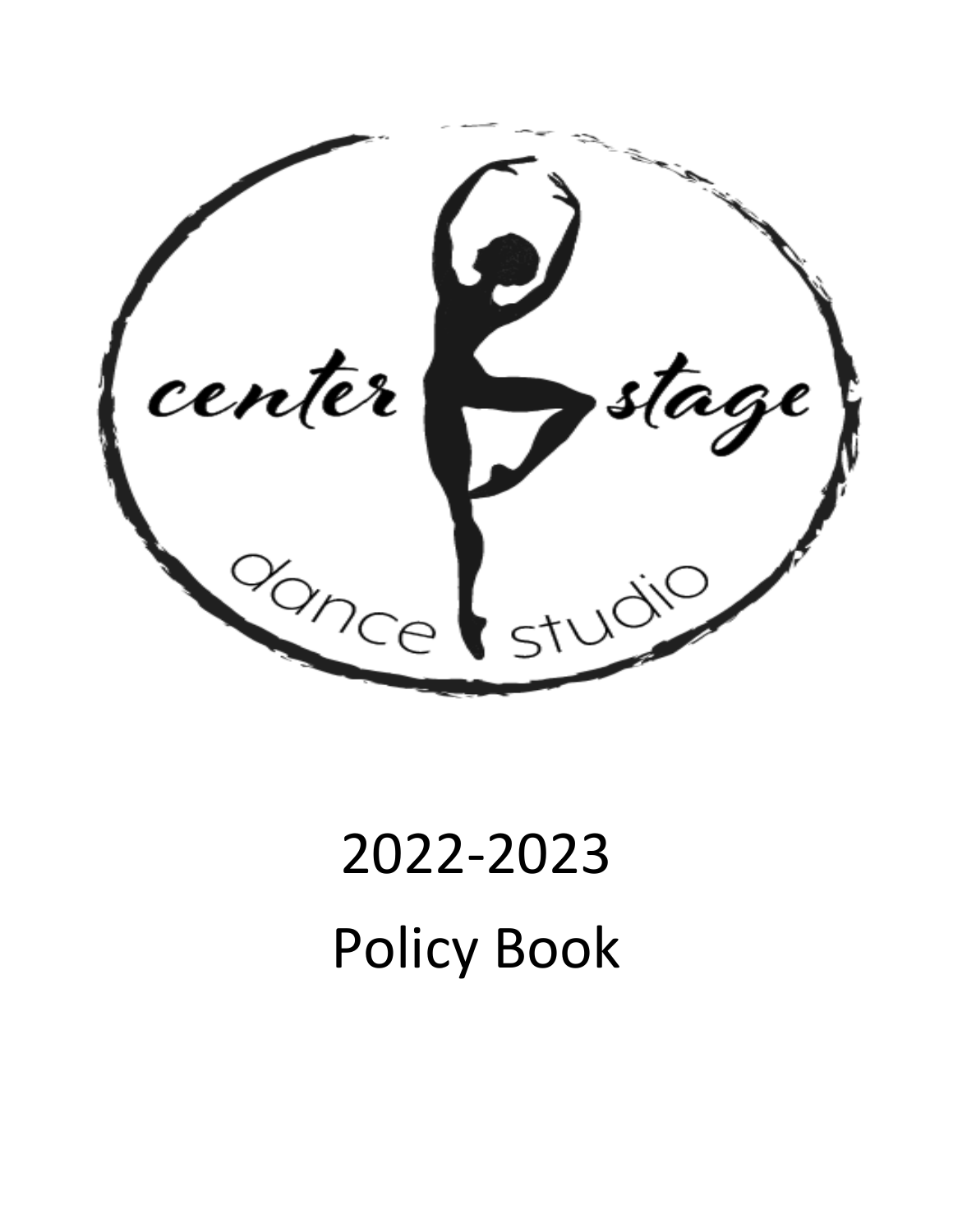center stage

dance studio

# 2022-2023

# Policy Book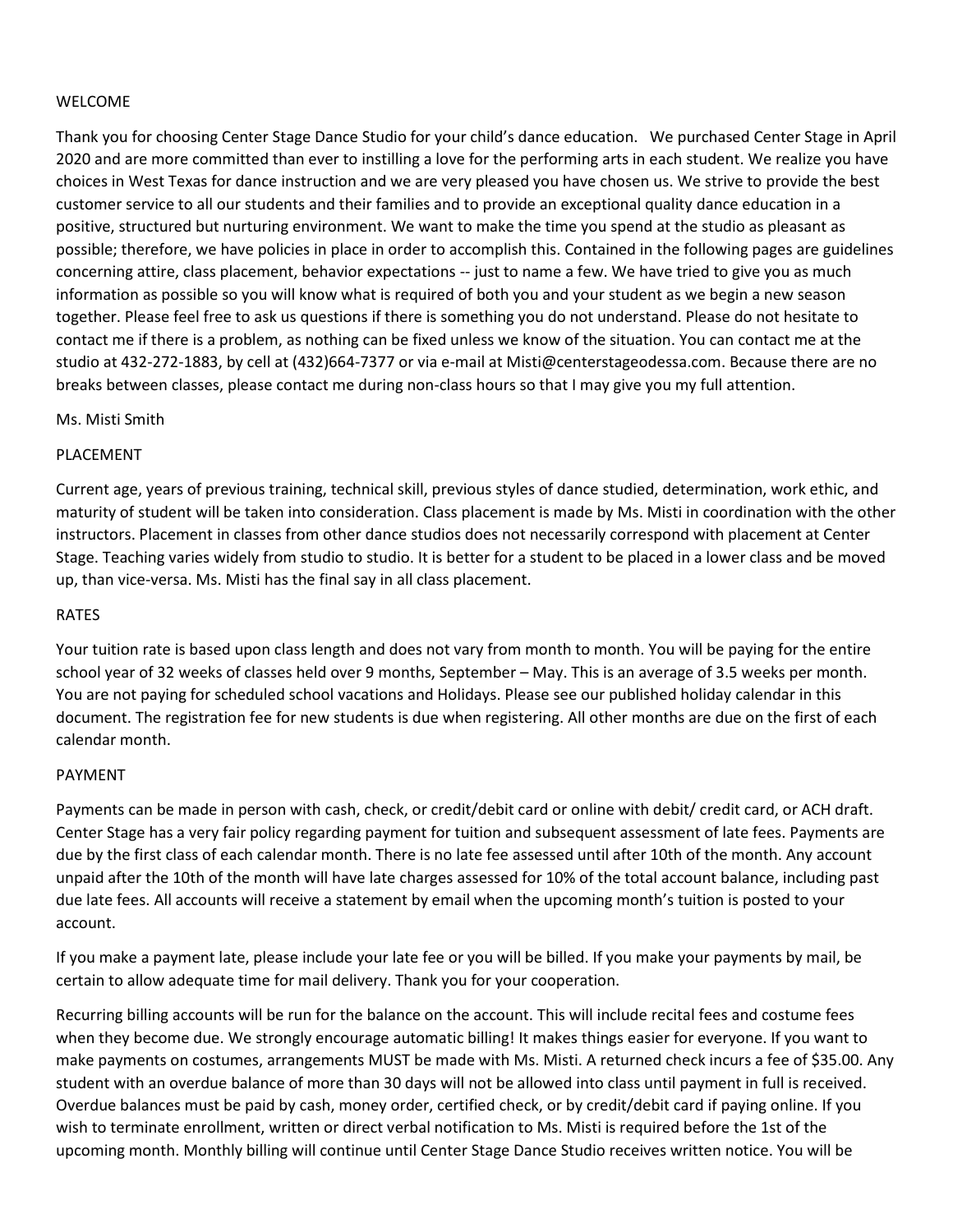## WELCOME

Thank you for choosing Center Stage Dance Studio for your child's dance education. We purchased Center Stage in April 2020 and are more committed than ever to instilling a love for the performing arts in each student. We realize you have choices in West Texas for dance instruction and we are very pleased you have chosen us. We strive to provide the best customer service to all our students and their families and to provide an exceptional quality dance education in a positive, structured but nurturing environment. We want to make the time you spend at the studio as pleasant as possible; therefore, we have policies in place in order to accomplish this. Contained in the following pages are guidelines concerning attire, class placement, behavior expectations -- just to name a few. We have tried to give you as much information as possible so you will know what is required of both you and your student as we begin a new season together. Please feel free to ask us questions if there is something you do not understand. Please do not hesitate to contact me if there is a problem, as nothing can be fixed unless we know of the situation. You can contact me at the studio at 432-272-1883, by cell at (432)664-7377 or via e-mail at Misti@centerstageodessa.com. Because there are no breaks between classes, please contact me during non-class hours so that I may give you my full attention.

Ms. Misti Smith

## PLACEMENT

Current age, years of previous training, technical skill, previous styles of dance studied, determination, work ethic, and maturity of student will be taken into consideration. Class placement is made by Ms. Misti in coordination with the other instructors. Placement in classes from other dance studios does not necessarily correspond with placement at Center Stage. Teaching varies widely from studio to studio. It is better for a student to be placed in a lower class and be moved up, than vice-versa. Ms. Misti has the final say in all class placement.

## RATES

Your tuition rate is based upon class length and does not vary from month to month. You will be paying for the entire school year of 32 weeks of classes held over 9 months, September – May. This is an average of 3.5 weeks per month. You are not paying for scheduled school vacations and Holidays. Please see our published holiday calendar in this document. The registration fee for new students is due when registering. All other months are due on the first of each calendar month.

## PAYMENT

Payments can be made in person with cash, check, or credit/debit card or online with debit/ credit card, or ACH draft. Center Stage has a very fair policy regarding payment for tuition and subsequent assessment of late fees. Payments are due by the first class of each calendar month. There is no late fee assessed until after 10th of the month. Any account unpaid after the 10th of the month will have late charges assessed for 10% of the total account balance, including past due late fees. All accounts will receive a statement by email when the upcoming month's tuition is posted to your account.

If you make a payment late, please include your late fee or you will be billed. If you make your payments by mail, be certain to allow adequate time for mail delivery. Thank you for your cooperation.

Recurring billing accounts will be run for the balance on the account. This will include recital fees and costume fees when they become due. We strongly encourage automatic billing! It makes things easier for everyone. If you want to make payments on costumes, arrangements MUST be made with Ms. Misti. A returned check incurs a fee of $35.00. Any student with an overdue balance of more than 30 days will not be allowed into class until payment in full is received. Overdue balances must be paid by cash, money order, certified check, or by credit/debit card if paying online. If you wish to terminate enrollment, written or direct verbal notification to Ms. Misti is required before the 1st of the upcoming month. Monthly billing will continue until Center Stage Dance Studio receives written notice. You will be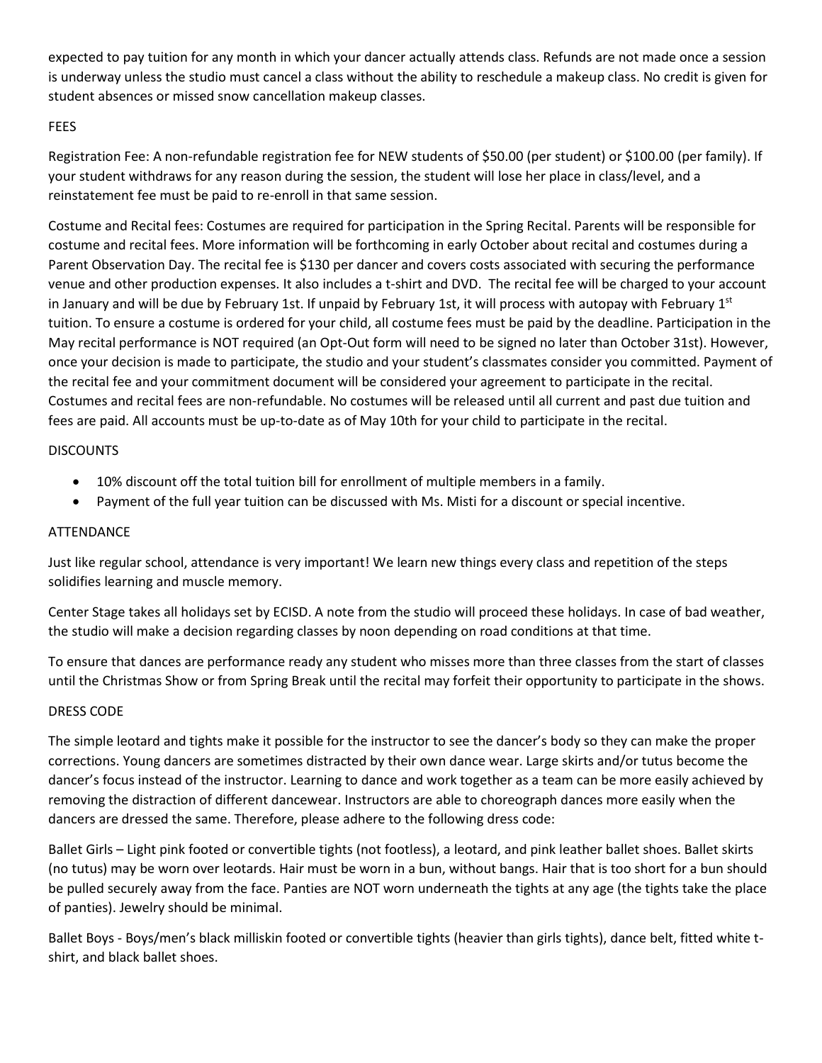expected to pay tuition for any month in which your dancer actually attends class. Refunds are not made once a session is underway unless the studio must cancel a class without the ability to reschedule a makeup class. No credit is given for student absences or missed snow cancellation makeup classes.

## FEES

Registration Fee: A non-refundable registration fee for NEW students of $50.00 (per student) or $100.00 (per family). If your student withdraws for any reason during the session, the student will lose her place in class/level, and a reinstatement fee must be paid to re-enroll in that same session.

Costume and Recital fees: Costumes are required for participation in the Spring Recital. Parents will be responsible for costume and recital fees. More information will be forthcoming in early October about recital and costumes during a Parent Observation Day. The recital fee is $130 per dancer and covers costs associated with securing the performance venue and other production expenses. It also includes a t-shirt and DVD. The recital fee will be charged to your account in January and will be due by February 1st. If unpaid by February 1st, it will process with autopay with February 1st tuition. To ensure a costume is ordered for your child, all costume fees must be paid by the deadline. Participation in the May recital performance is NOT required (an Opt-Out form will need to be signed no later than October 31st). However, once your decision is made to participate, the studio and your student's classmates consider you committed. Payment of the recital fee and your commitment document will be considered your agreement to participate in the recital. Costumes and recital fees are non-refundable. No costumes will be released until all current and past due tuition and fees are paid. All accounts must be up-to-date as of May 10th for your child to participate in the recital.

## DISCOUNTS

- 10% discount off the total tuition bill for enrollment of multiple members in a family.
- Payment of the full year tuition can be discussed with Ms. Misti for a discount or special incentive.

## ATTENDANCE

Just like regular school, attendance is very important! We learn new things every class and repetition of the steps solidifies learning and muscle memory.

Center Stage takes all holidays set by ECISD. A note from the studio will proceed these holidays. In case of bad weather, the studio will make a decision regarding classes by noon depending on road conditions at that time.

To ensure that dances are performance ready any student who misses more than three classes from the start of classes until the Christmas Show or from Spring Break until the recital may forfeit their opportunity to participate in the shows.

## DRESS CODE

The simple leotard and tights make it possible for the instructor to see the dancer's body so they can make the proper corrections. Young dancers are sometimes distracted by their own dance wear. Large skirts and/or tutus become the dancer's focus instead of the instructor. Learning to dance and work together as a team can be more easily achieved by removing the distraction of different dancewear. Instructors are able to choreograph dances more easily when the dancers are dressed the same. Therefore, please adhere to the following dress code:

Ballet Girls – Light pink footed or convertible tights (not footless), a leotard, and pink leather ballet shoes. Ballet skirts (no tutus) may be worn over leotards. Hair must be worn in a bun, without bangs. Hair that is too short for a bun should be pulled securely away from the face. Panties are NOT worn underneath the tights at any age (the tights take the place of panties). Jewelry should be minimal.

Ballet Boys - Boys/men's black milliskin footed or convertible tights (heavier than girls tights), dance belt, fitted white t-shirt, and black ballet shoes.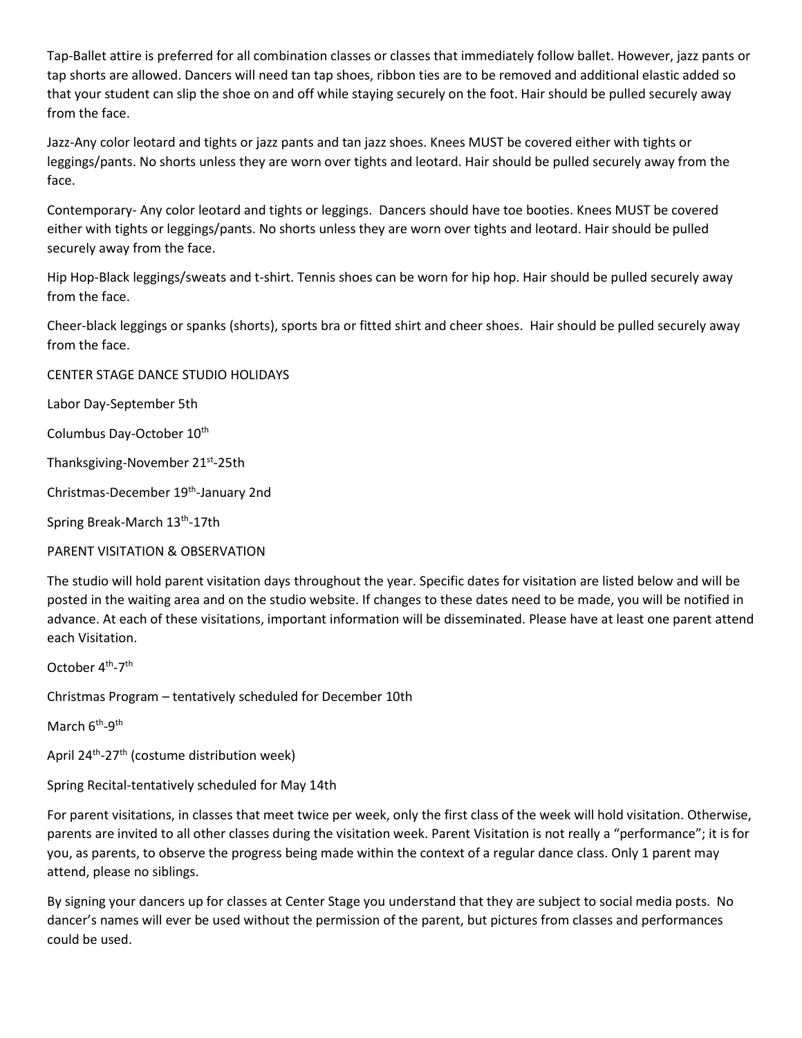Tap-Ballet attire is preferred for all combination classes or classes that immediately follow ballet. However, jazz pants or tap shorts are allowed. Dancers will need tan tap shoes, ribbon ties are to be removed and additional elastic added so that your student can slip the shoe on and off while staying securely on the foot. Hair should be pulled securely away from the face.

Jazz-Any color leotard and tights or jazz pants and tan jazz shoes. Knees MUST be covered either with tights or leggings/pants. No shorts unless they are worn over tights and leotard. Hair should be pulled securely away from the face.

Contemporary- Any color leotard and tights or leggings. Dancers should have toe booties. Knees MUST be covered either with tights or leggings/pants. No shorts unless they are worn over tights and leotard. Hair should be pulled securely away from the face.

Hip Hop-Black leggings/sweats and t-shirt. Tennis shoes can be worn for hip hop. Hair should be pulled securely away from the face.

Cheer-black leggings or spanks (shorts), sports bra or fitted shirt and cheer shoes. Hair should be pulled securely away from the face.

CENTER STAGE DANCE STUDIO HOLIDAYS

Labor Day-September 5th

Columbus Day-October 10th

Thanksgiving-November 21st-25th

Christmas-December 19th-January 2nd

Spring Break-March 13th-17th

PARENT VISITATION & OBSERVATION

The studio will hold parent visitation days throughout the year. Specific dates for visitation are listed below and will be posted in the waiting area and on the studio website. If changes to these dates need to be made, you will be notified in advance. At each of these visitations, important information will be disseminated. Please have at least one parent attend each Visitation.

October 4th-7th

Christmas Program – tentatively scheduled for December 10th

March 6th-9th

April 24th-27th (costume distribution week)

Spring Recital-tentatively scheduled for May 14th

For parent visitations, in classes that meet twice per week, only the first class of the week will hold visitation. Otherwise, parents are invited to all other classes during the visitation week. Parent Visitation is not really a "performance"; it is for you, as parents, to observe the progress being made within the context of a regular dance class. Only 1 parent may attend, please no siblings.

By signing your dancers up for classes at Center Stage you understand that they are subject to social media posts. No dancer's names will ever be used without the permission of the parent, but pictures from classes and performances could be used.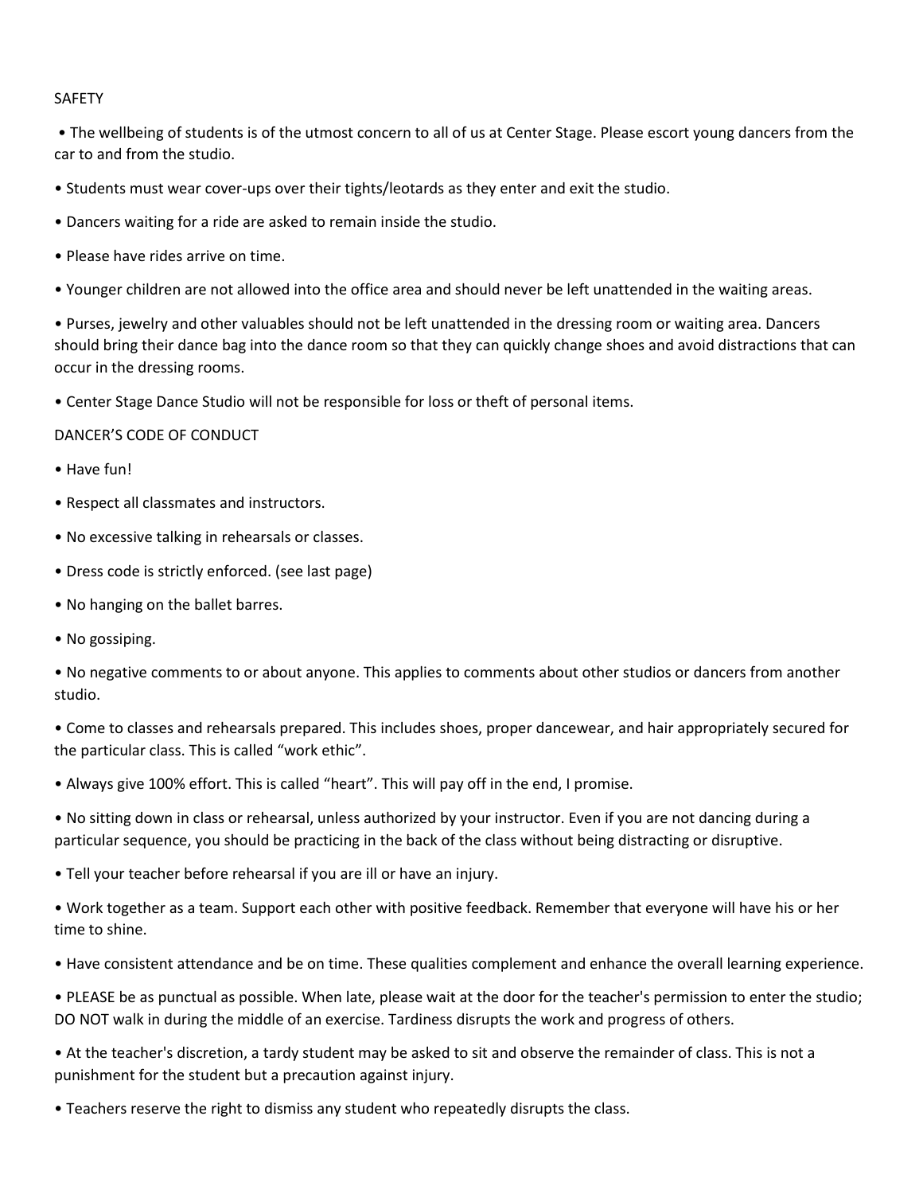## SAFETY

- The wellbeing of students is of the utmost concern to all of us at Center Stage. Please escort young dancers from the car to and from the studio.
- Students must wear cover-ups over their tights/leotards as they enter and exit the studio.
- Dancers waiting for a ride are asked to remain inside the studio.
- Please have rides arrive on time.
- Younger children are not allowed into the office area and should never be left unattended in the waiting areas.
- Purses, jewelry and other valuables should not be left unattended in the dressing room or waiting area. Dancers should bring their dance bag into the dance room so that they can quickly change shoes and avoid distractions that can occur in the dressing rooms.
- Center Stage Dance Studio will not be responsible for loss or theft of personal items.

## DANCER'S CODE OF CONDUCT

- Have fun!
- Respect all classmates and instructors.
- No excessive talking in rehearsals or classes.
- Dress code is strictly enforced. (see last page)
- No hanging on the ballet barres.
- No gossiping.
- No negative comments to or about anyone. This applies to comments about other studios or dancers from another studio.
- Come to classes and rehearsals prepared. This includes shoes, proper dancewear, and hair appropriately secured for the particular class. This is called "work ethic".
- Always give 100% effort. This is called "heart". This will pay off in the end, I promise.
- No sitting down in class or rehearsal, unless authorized by your instructor. Even if you are not dancing during a particular sequence, you should be practicing in the back of the class without being distracting or disruptive.
- Tell your teacher before rehearsal if you are ill or have an injury.
- Work together as a team. Support each other with positive feedback. Remember that everyone will have his or her time to shine.
- Have consistent attendance and be on time. These qualities complement and enhance the overall learning experience.
- PLEASE be as punctual as possible. When late, please wait at the door for the teacher's permission to enter the studio; DO NOT walk in during the middle of an exercise. Tardiness disrupts the work and progress of others.
- At the teacher's discretion, a tardy student may be asked to sit and observe the remainder of class. This is not a punishment for the student but a precaution against injury.
- Teachers reserve the right to dismiss any student who repeatedly disrupts the class.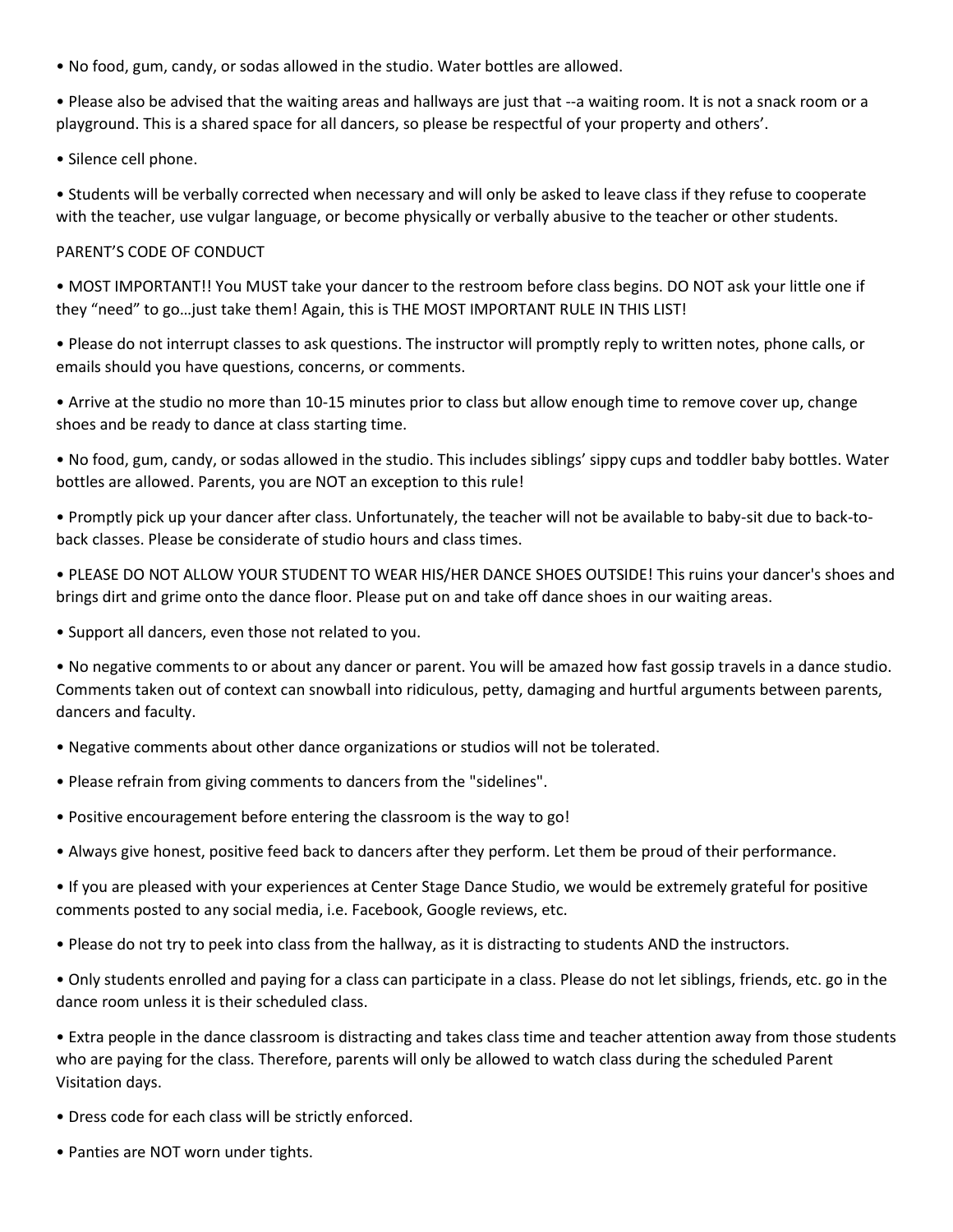- No food, gum, candy, or sodas allowed in the studio. Water bottles are allowed.
- Please also be advised that the waiting areas and hallways are just that --a waiting room. It is not a snack room or a playground. This is a shared space for all dancers, so please be respectful of your property and others'.
- Silence cell phone.
- Students will be verbally corrected when necessary and will only be asked to leave class if they refuse to cooperate with the teacher, use vulgar language, or become physically or verbally abusive to the teacher or other students.

PARENT'S CODE OF CONDUCT

- MOST IMPORTANT!! You MUST take your dancer to the restroom before class begins. DO NOT ask your little one if they "need" to go…just take them! Again, this is THE MOST IMPORTANT RULE IN THIS LIST!
- Please do not interrupt classes to ask questions. The instructor will promptly reply to written notes, phone calls, or emails should you have questions, concerns, or comments.
- Arrive at the studio no more than 10-15 minutes prior to class but allow enough time to remove cover up, change shoes and be ready to dance at class starting time.
- No food, gum, candy, or sodas allowed in the studio. This includes siblings' sippy cups and toddler baby bottles. Water bottles are allowed. Parents, you are NOT an exception to this rule!
- Promptly pick up your dancer after class. Unfortunately, the teacher will not be available to baby-sit due to back-to-back classes. Please be considerate of studio hours and class times.
- PLEASE DO NOT ALLOW YOUR STUDENT TO WEAR HIS/HER DANCE SHOES OUTSIDE! This ruins your dancer's shoes and brings dirt and grime onto the dance floor. Please put on and take off dance shoes in our waiting areas.
- Support all dancers, even those not related to you.
- No negative comments to or about any dancer or parent. You will be amazed how fast gossip travels in a dance studio. Comments taken out of context can snowball into ridiculous, petty, damaging and hurtful arguments between parents, dancers and faculty.
- Negative comments about other dance organizations or studios will not be tolerated.
- Please refrain from giving comments to dancers from the "sidelines".
- Positive encouragement before entering the classroom is the way to go!
- Always give honest, positive feed back to dancers after they perform. Let them be proud of their performance.
- If you are pleased with your experiences at Center Stage Dance Studio, we would be extremely grateful for positive comments posted to any social media, i.e. Facebook, Google reviews, etc.
- Please do not try to peek into class from the hallway, as it is distracting to students AND the instructors.
- Only students enrolled and paying for a class can participate in a class. Please do not let siblings, friends, etc. go in the dance room unless it is their scheduled class.
- Extra people in the dance classroom is distracting and takes class time and teacher attention away from those students who are paying for the class. Therefore, parents will only be allowed to watch class during the scheduled Parent Visitation days.
- Dress code for each class will be strictly enforced.
- Panties are NOT worn under tights.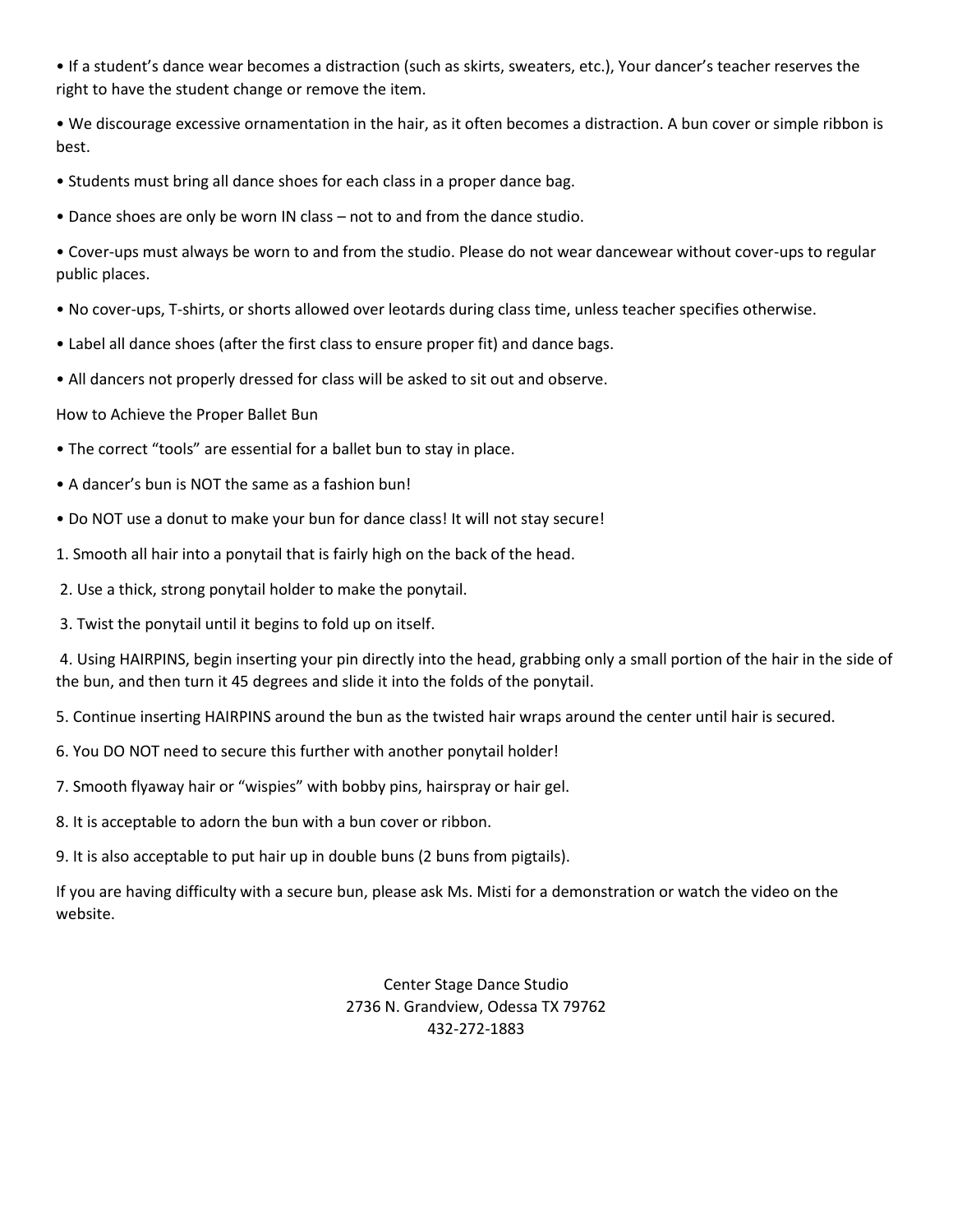- If a student's dance wear becomes a distraction (such as skirts, sweaters, etc.), Your dancer's teacher reserves the right to have the student change or remove the item.
- We discourage excessive ornamentation in the hair, as it often becomes a distraction. A bun cover or simple ribbon is best.
- Students must bring all dance shoes for each class in a proper dance bag.
- Dance shoes are only be worn IN class – not to and from the dance studio.
- Cover-ups must always be worn to and from the studio. Please do not wear dancewear without cover-ups to regular public places.
- No cover-ups, T-shirts, or shorts allowed over leotards during class time, unless teacher specifies otherwise.
- Label all dance shoes (after the first class to ensure proper fit) and dance bags.
- All dancers not properly dressed for class will be asked to sit out and observe.

How to Achieve the Proper Ballet Bun

- The correct "tools" are essential for a ballet bun to stay in place.
- A dancer's bun is NOT the same as a fashion bun!
- Do NOT use a donut to make your bun for dance class! It will not stay secure!

1. Smooth all hair into a ponytail that is fairly high on the back of the head.
2. Use a thick, strong ponytail holder to make the ponytail.
3. Twist the ponytail until it begins to fold up on itself.
4. Using HAIRPINS, begin inserting your pin directly into the head, grabbing only a small portion of the hair in the side of the bun, and then turn it 45 degrees and slide it into the folds of the ponytail.
5. Continue inserting HAIRPINS around the bun as the twisted hair wraps around the center until hair is secured.
6. You DO NOT need to secure this further with another ponytail holder!
7. Smooth flyaway hair or "wispies" with bobby pins, hairspray or hair gel.
8. It is acceptable to adorn the bun with a bun cover or ribbon.
9. It is also acceptable to put hair up in double buns (2 buns from pigtails).

If you are having difficulty with a secure bun, please ask Ms. Misti for a demonstration or watch the video on the website.

Center Stage Dance Studio
2736 N. Grandview, Odessa TX 79762
432-272-1883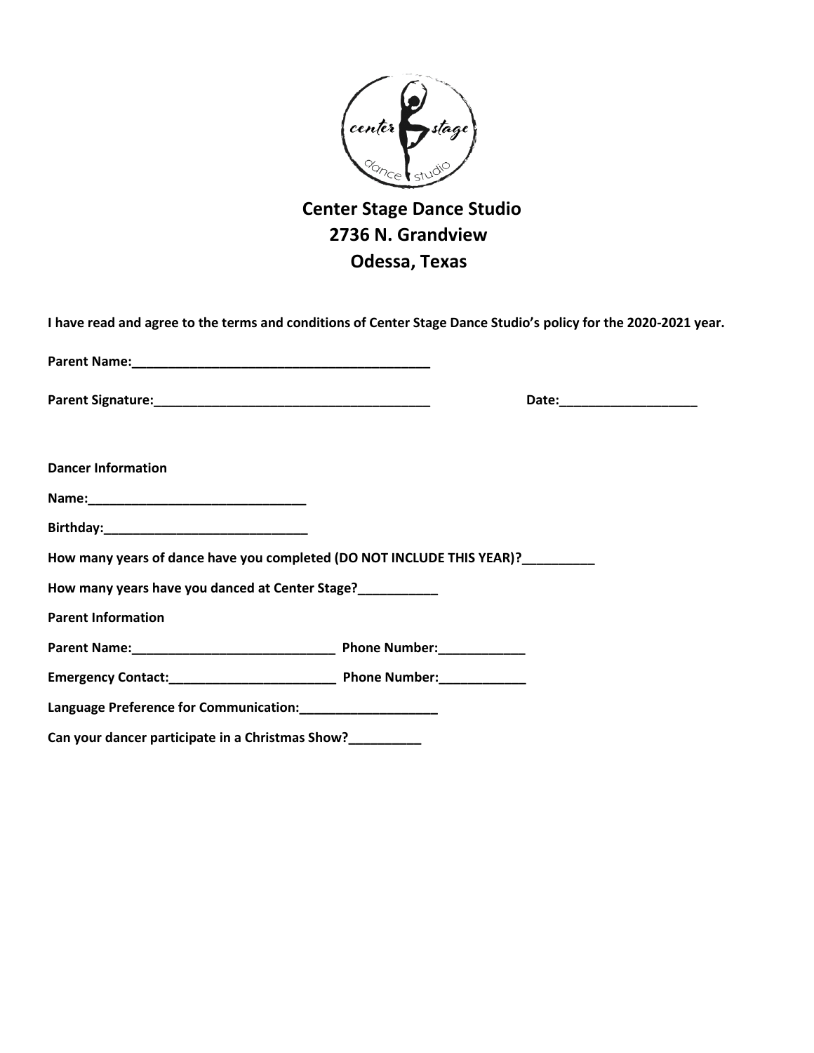**Center Stage Dance Studio**
**2736 N. Grandview**
**Odessa, Texas**

**I have read and agree to the terms and conditions of Center Stage Dance Studio's policy for the 2020-2021 year.**

**Parent Name:__________________________________________**

**Parent Signature:_______________________________________** **Date:___________________**

**Dancer Information**

**Name:______________________________**

**Birthday:_____________________________**

**How many years of dance have you completed (DO NOT INCLUDE THIS YEAR)?__________**

**How many years have you danced at Center Stage?___________**

**Parent Information**

**Parent Name:____________________________** **Phone Number:____________**

**Emergency Contact:_______________________** **Phone Number:____________**

**Language Preference for Communication:___________________**

**Can your dancer participate in a Christmas Show?__________**